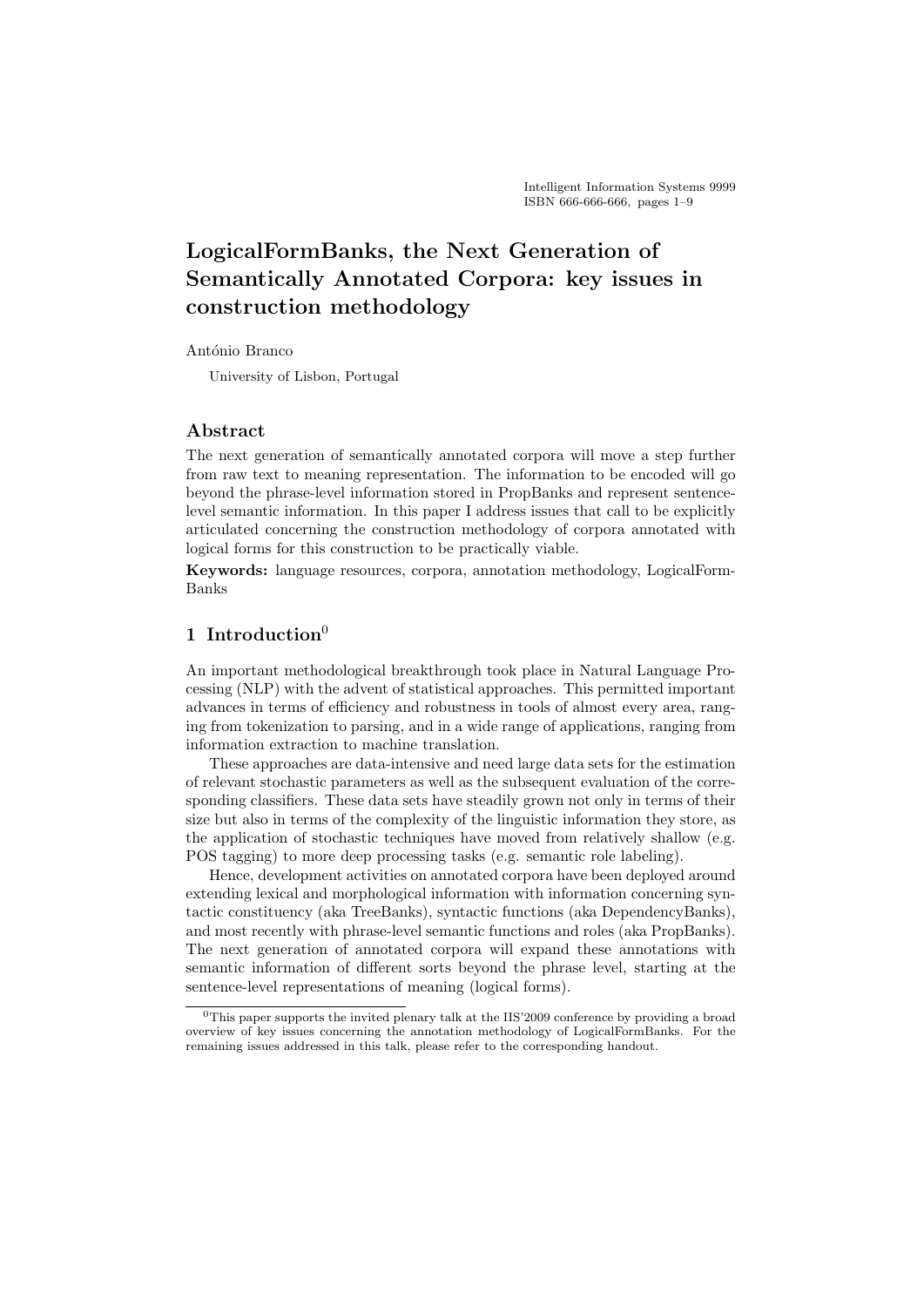# LogicalFormBanks, the Next Generation of Semantically Annotated Corpora: key issues in construction methodology

António Branco

University of Lisbon, Portugal

## Abstract

The next generation of semantically annotated corpora will move a step further from raw text to meaning representation. The information to be encoded will go beyond the phrase-level information stored in PropBanks and represent sentence-level semantic information. In this paper I address issues that call to be explicitly articulated concerning the construction methodology of corpora annotated with logical forms for this construction to be practically viable.

**Keywords:** language resources, corpora, annotation methodology, LogicalForm-Banks

## 1 Introduction[0]

An important methodological breakthrough took place in Natural Language Processing (NLP) with the advent of statistical approaches. This permitted important advances in terms of efficiency and robustness in tools of almost every area, ranging from tokenization to parsing, and in a wide range of applications, ranging from information extraction to machine translation.

These approaches are data-intensive and need large data sets for the estimation of relevant stochastic parameters as well as the subsequent evaluation of the corresponding classifiers. These data sets have steadily grown not only in terms of their size but also in terms of the complexity of the linguistic information they store, as the application of stochastic techniques have moved from relatively shallow (e.g. POS tagging) to more deep processing tasks (e.g. semantic role labeling).

Hence, development activities on annotated corpora have been deployed around extending lexical and morphological information with information concerning syntactic constituency (aka TreeBanks), syntactic functions (aka DependencyBanks), and most recently with phrase-level semantic functions and roles (aka PropBanks). The next generation of annotated corpora will expand these annotations with semantic information of different sorts beyond the phrase level, starting at the sentence-level representations of meaning (logical forms).

[0] This paper supports the invited plenary talk at the IIS'2009 conference by providing a broad overview of key issues concerning the annotation methodology of LogicalFormBanks. For the remaining issues addressed in this talk, please refer to the corresponding handout.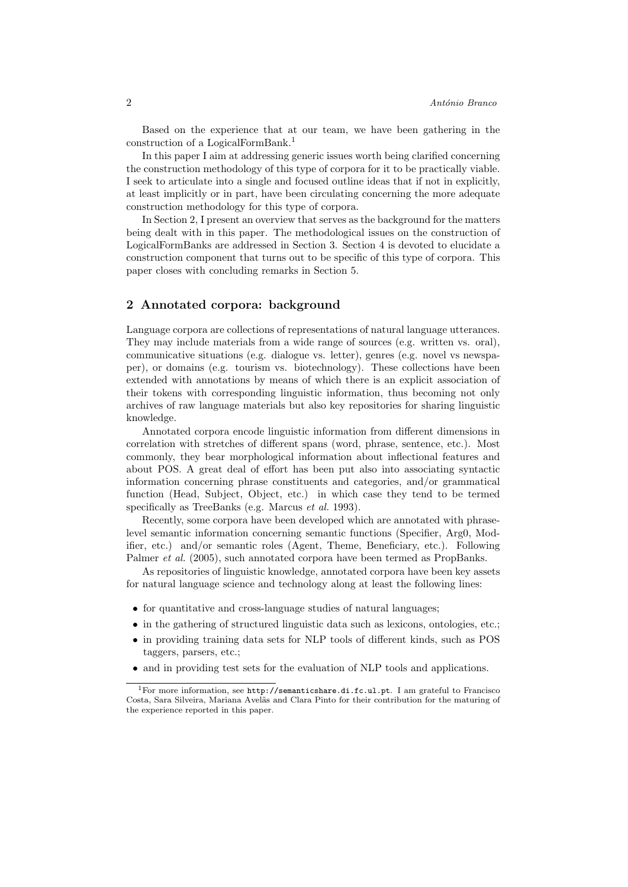Based on the experience that at our team, we have been gathering in the construction of a LogicalFormBank.[1]

In this paper I aim at addressing generic issues worth being clarified concerning the construction methodology of this type of corpora for it to be practically viable. I seek to articulate into a single and focused outline ideas that if not in explicitly, at least implicitly or in part, have been circulating concerning the more adequate construction methodology for this type of corpora.

In Section 2, I present an overview that serves as the background for the matters being dealt with in this paper. The methodological issues on the construction of LogicalFormBanks are addressed in Section 3. Section 4 is devoted to elucidate a construction component that turns out to be specific of this type of corpora. This paper closes with concluding remarks in Section 5.

## 2 Annotated corpora: background

Language corpora are collections of representations of natural language utterances. They may include materials from a wide range of sources (e.g. written vs. oral), communicative situations (e.g. dialogue vs. letter), genres (e.g. novel vs newspaper), or domains (e.g. tourism vs. biotechnology). These collections have been extended with annotations by means of which there is an explicit association of their tokens with corresponding linguistic information, thus becoming not only archives of raw language materials but also key repositories for sharing linguistic knowledge.

Annotated corpora encode linguistic information from different dimensions in correlation with stretches of different spans (word, phrase, sentence, etc.). Most commonly, they bear morphological information about inflectional features and about POS. A great deal of effort has been put also into associating syntactic information concerning phrase constituents and categories, and/or grammatical function (Head, Subject, Object, etc.) in which case they tend to be termed specifically as TreeBanks (e.g. Marcus *et al.* 1993).

Recently, some corpora have been developed which are annotated with phrase-level semantic information concerning semantic functions (Specifier, Arg0, Modifier, etc.) and/or semantic roles (Agent, Theme, Beneficiary, etc.). Following Palmer *et al.* (2005), such annotated corpora have been termed as PropBanks.

As repositories of linguistic knowledge, annotated corpora have been key assets for natural language science and technology along at least the following lines:

- for quantitative and cross-language studies of natural languages;
- in the gathering of structured linguistic data such as lexicons, ontologies, etc.;
- in providing training data sets for NLP tools of different kinds, such as POS taggers, parsers, etc.;
- and in providing test sets for the evaluation of NLP tools and applications.

[1] For more information, see http://semanticshare.di.fc.ul.pt. I am grateful to Francisco Costa, Sara Silveira, Mariana Avelãs and Clara Pinto for their contribution for the maturing of the experience reported in this paper.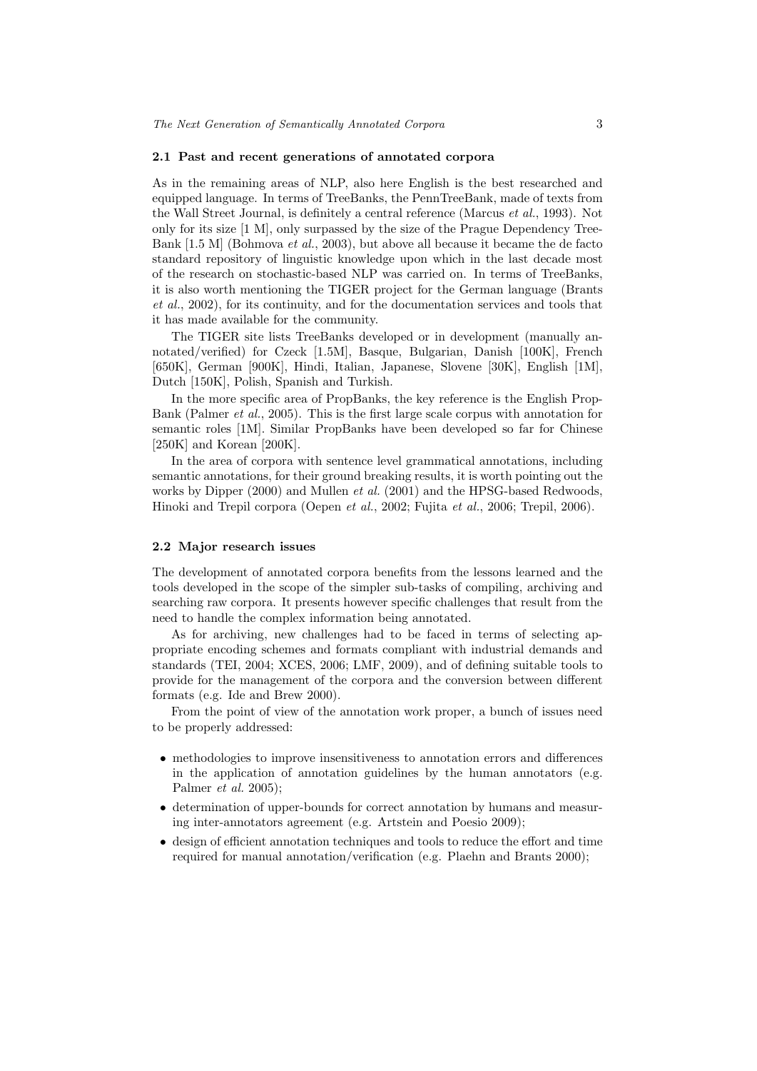### 2.1 Past and recent generations of annotated corpora

As in the remaining areas of NLP, also here English is the best researched and equipped language. In terms of TreeBanks, the PennTreeBank, made of texts from the Wall Street Journal, is definitely a central reference (Marcus *et al.*, 1993). Not only for its size [1 M], only surpassed by the size of the Prague Dependency TreeBank [1.5 M] (Bohmova *et al.*, 2003), but above all because it became the de facto standard repository of linguistic knowledge upon which in the last decade most of the research on stochastic-based NLP was carried on. In terms of TreeBanks, it is also worth mentioning the TIGER project for the German language (Brants *et al.*, 2002), for its continuity, and for the documentation services and tools that it has made available for the community.

The TIGER site lists TreeBanks developed or in development (manually annotated/verified) for Czeck [1.5M], Basque, Bulgarian, Danish [100K], French [650K], German [900K], Hindi, Italian, Japanese, Slovene [30K], English [1M], Dutch [150K], Polish, Spanish and Turkish.

In the more specific area of PropBanks, the key reference is the English PropBank (Palmer *et al.*, 2005). This is the first large scale corpus with annotation for semantic roles [1M]. Similar PropBanks have been developed so far for Chinese [250K] and Korean [200K].

In the area of corpora with sentence level grammatical annotations, including semantic annotations, for their ground breaking results, it is worth pointing out the works by Dipper (2000) and Mullen *et al.* (2001) and the HPSG-based Redwoods, Hinoki and Trepil corpora (Oepen *et al.*, 2002; Fujita *et al.*, 2006; Trepil, 2006).

### 2.2 Major research issues

The development of annotated corpora benefits from the lessons learned and the tools developed in the scope of the simpler sub-tasks of compiling, archiving and searching raw corpora. It presents however specific challenges that result from the need to handle the complex information being annotated.

As for archiving, new challenges had to be faced in terms of selecting appropriate encoding schemes and formats compliant with industrial demands and standards (TEI, 2004; XCES, 2006; LMF, 2009), and of defining suitable tools to provide for the management of the corpora and the conversion between different formats (e.g. Ide and Brew 2000).

From the point of view of the annotation work proper, a bunch of issues need to be properly addressed:

- methodologies to improve insensitiveness to annotation errors and differences in the application of annotation guidelines by the human annotators (e.g. Palmer *et al.* 2005);
- determination of upper-bounds for correct annotation by humans and measuring inter-annotators agreement (e.g. Artstein and Poesio 2009);
- design of efficient annotation techniques and tools to reduce the effort and time required for manual annotation/verification (e.g. Plaehn and Brants 2000);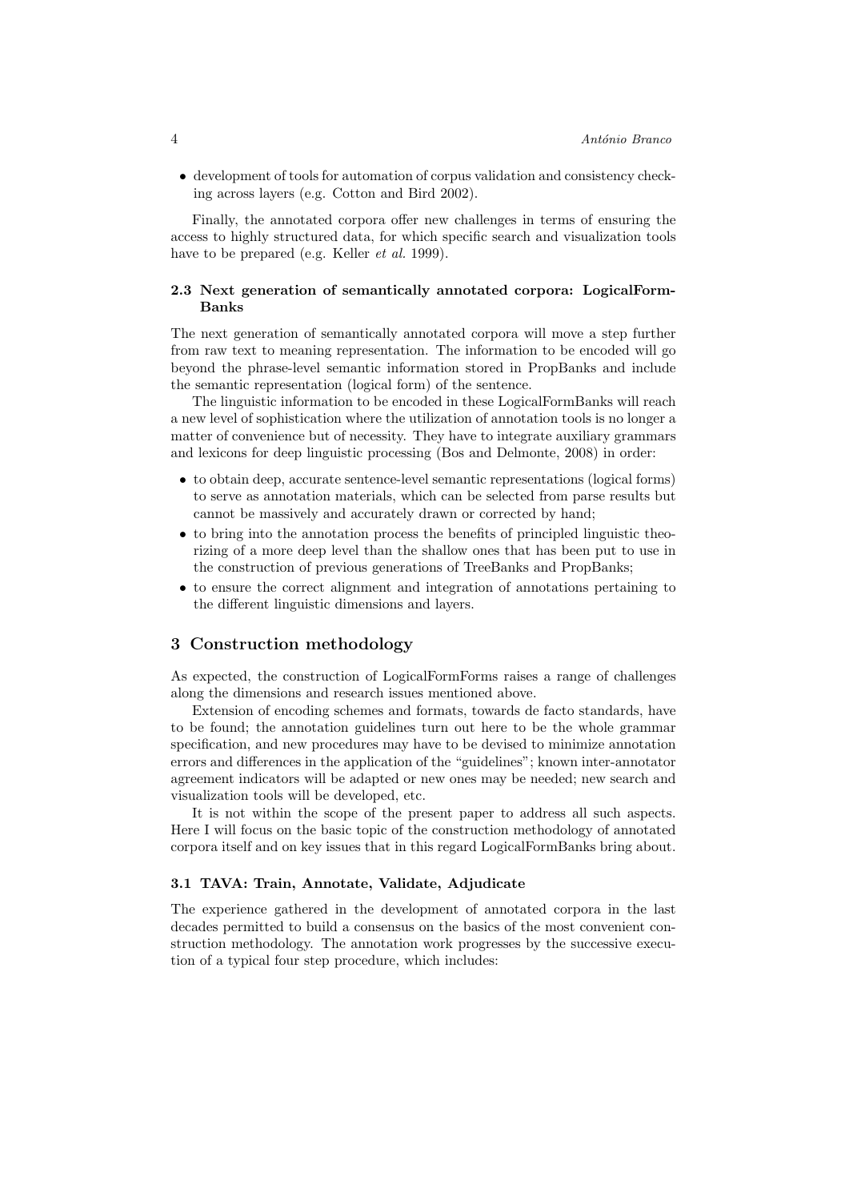- development of tools for automation of corpus validation and consistency checking across layers (e.g. Cotton and Bird 2002).

Finally, the annotated corpora offer new challenges in terms of ensuring the access to highly structured data, for which specific search and visualization tools have to be prepared (e.g. Keller *et al.* 1999).

### 2.3 Next generation of semantically annotated corpora: LogicalFormBanks

The next generation of semantically annotated corpora will move a step further from raw text to meaning representation. The information to be encoded will go beyond the phrase-level semantic information stored in PropBanks and include the semantic representation (logical form) of the sentence.

The linguistic information to be encoded in these LogicalFormBanks will reach a new level of sophistication where the utilization of annotation tools is no longer a matter of convenience but of necessity. They have to integrate auxiliary grammars and lexicons for deep linguistic processing (Bos and Delmonte, 2008) in order:

- to obtain deep, accurate sentence-level semantic representations (logical forms) to serve as annotation materials, which can be selected from parse results but cannot be massively and accurately drawn or corrected by hand;
- to bring into the annotation process the benefits of principled linguistic theorizing of a more deep level than the shallow ones that has been put to use in the construction of previous generations of TreeBanks and PropBanks;
- to ensure the correct alignment and integration of annotations pertaining to the different linguistic dimensions and layers.

## 3 Construction methodology

As expected, the construction of LogicalFormForms raises a range of challenges along the dimensions and research issues mentioned above.

Extension of encoding schemes and formats, towards de facto standards, have to be found; the annotation guidelines turn out here to be the whole grammar specification, and new procedures may have to be devised to minimize annotation errors and differences in the application of the "guidelines"; known inter-annotator agreement indicators will be adapted or new ones may be needed; new search and visualization tools will be developed, etc.

It is not within the scope of the present paper to address all such aspects. Here I will focus on the basic topic of the construction methodology of annotated corpora itself and on key issues that in this regard LogicalFormBanks bring about.

### 3.1 TAVA: Train, Annotate, Validate, Adjudicate

The experience gathered in the development of annotated corpora in the last decades permitted to build a consensus on the basics of the most convenient construction methodology. The annotation work progresses by the successive execution of a typical four step procedure, which includes: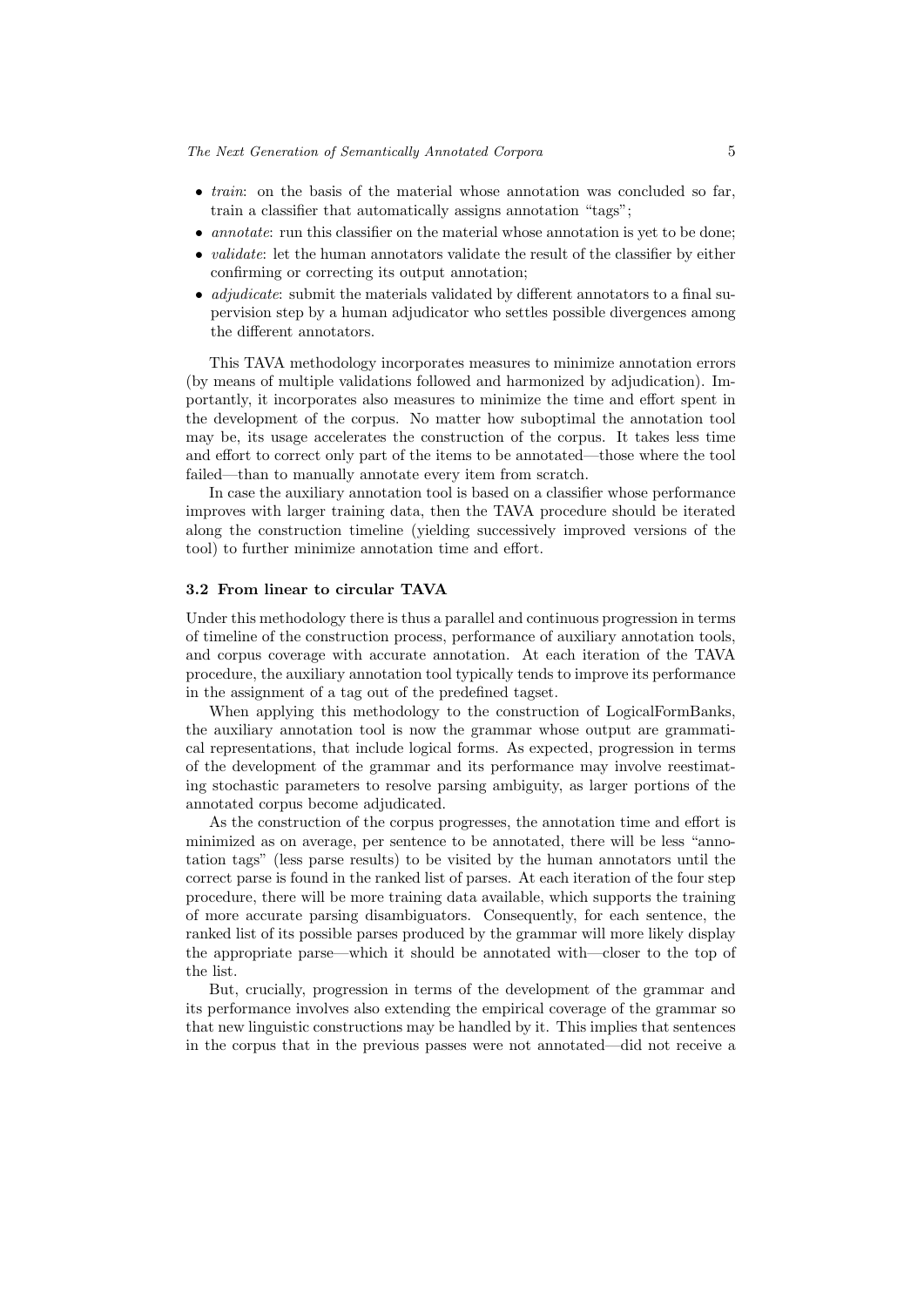- *train*: on the basis of the material whose annotation was concluded so far, train a classifier that automatically assigns annotation "tags";
- *annotate*: run this classifier on the material whose annotation is yet to be done;
- *validate*: let the human annotators validate the result of the classifier by either confirming or correcting its output annotation;
- *adjudicate*: submit the materials validated by different annotators to a final supervision step by a human adjudicator who settles possible divergences among the different annotators.

This TAVA methodology incorporates measures to minimize annotation errors (by means of multiple validations followed and harmonized by adjudication). Importantly, it incorporates also measures to minimize the time and effort spent in the development of the corpus. No matter how suboptimal the annotation tool may be, its usage accelerates the construction of the corpus. It takes less time and effort to correct only part of the items to be annotated—those where the tool failed—than to manually annotate every item from scratch.

In case the auxiliary annotation tool is based on a classifier whose performance improves with larger training data, then the TAVA procedure should be iterated along the construction timeline (yielding successively improved versions of the tool) to further minimize annotation time and effort.

### 3.2 From linear to circular TAVA

Under this methodology there is thus a parallel and continuous progression in terms of timeline of the construction process, performance of auxiliary annotation tools, and corpus coverage with accurate annotation. At each iteration of the TAVA procedure, the auxiliary annotation tool typically tends to improve its performance in the assignment of a tag out of the predefined tagset.

When applying this methodology to the construction of LogicalFormBanks, the auxiliary annotation tool is now the grammar whose output are grammatical representations, that include logical forms. As expected, progression in terms of the development of the grammar and its performance may involve reestimating stochastic parameters to resolve parsing ambiguity, as larger portions of the annotated corpus become adjudicated.

As the construction of the corpus progresses, the annotation time and effort is minimized as on average, per sentence to be annotated, there will be less "annotation tags" (less parse results) to be visited by the human annotators until the correct parse is found in the ranked list of parses. At each iteration of the four step procedure, there will be more training data available, which supports the training of more accurate parsing disambiguators. Consequently, for each sentence, the ranked list of its possible parses produced by the grammar will more likely display the appropriate parse—which it should be annotated with—closer to the top of the list.

But, crucially, progression in terms of the development of the grammar and its performance involves also extending the empirical coverage of the grammar so that new linguistic constructions may be handled by it. This implies that sentences in the corpus that in the previous passes were not annotated—did not receive a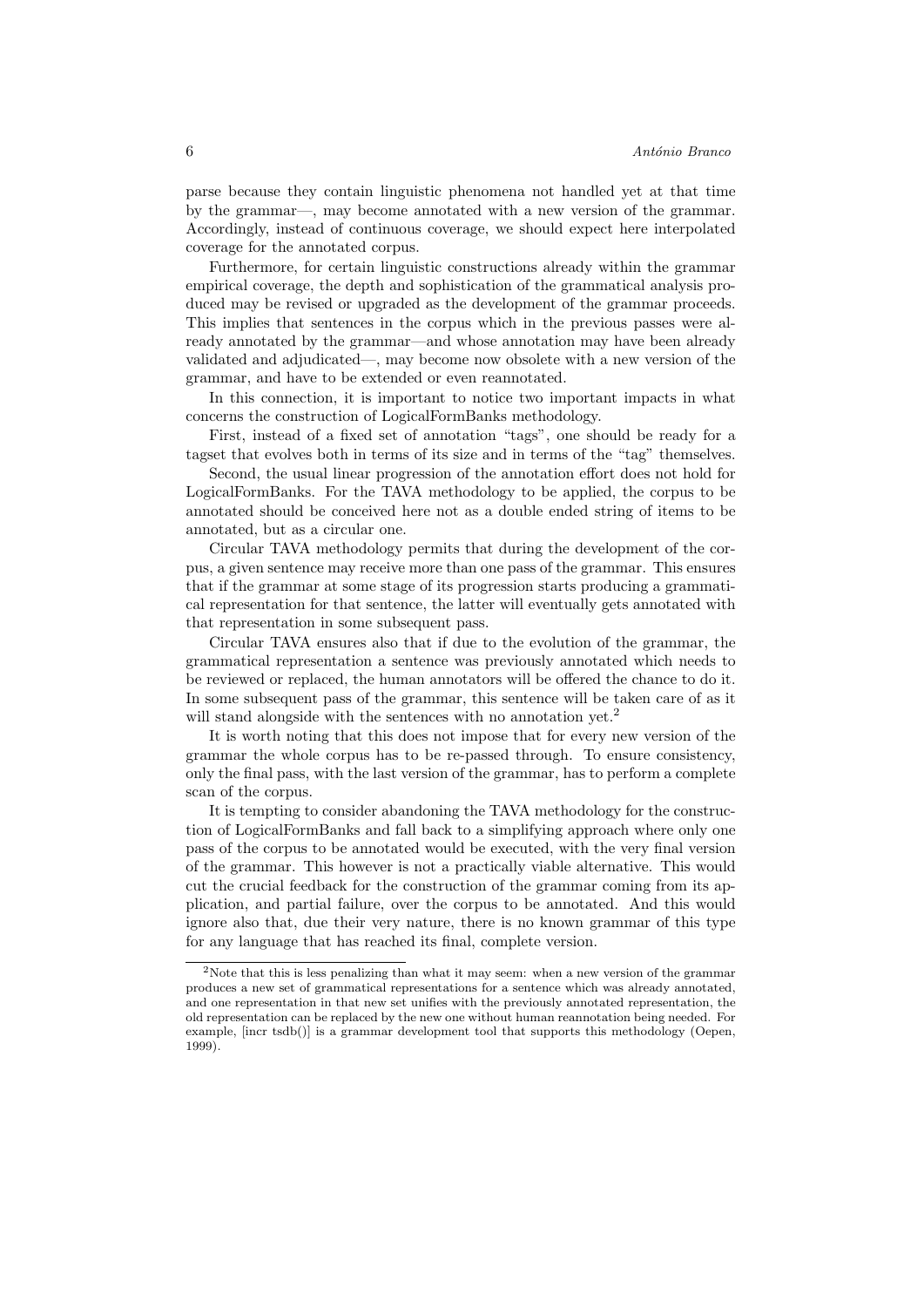parse because they contain linguistic phenomena not handled yet at that time by the grammar—, may become annotated with a new version of the grammar. Accordingly, instead of continuous coverage, we should expect here interpolated coverage for the annotated corpus.

Furthermore, for certain linguistic constructions already within the grammar empirical coverage, the depth and sophistication of the grammatical analysis produced may be revised or upgraded as the development of the grammar proceeds. This implies that sentences in the corpus which in the previous passes were already annotated by the grammar—and whose annotation may have been already validated and adjudicated—, may become now obsolete with a new version of the grammar, and have to be extended or even reannotated.

In this connection, it is important to notice two important impacts in what concerns the construction of LogicalFormBanks methodology.

First, instead of a fixed set of annotation "tags", one should be ready for a tagset that evolves both in terms of its size and in terms of the "tag" themselves.

Second, the usual linear progression of the annotation effort does not hold for LogicalFormBanks. For the TAVA methodology to be applied, the corpus to be annotated should be conceived here not as a double ended string of items to be annotated, but as a circular one.

Circular TAVA methodology permits that during the development of the corpus, a given sentence may receive more than one pass of the grammar. This ensures that if the grammar at some stage of its progression starts producing a grammatical representation for that sentence, the latter will eventually gets annotated with that representation in some subsequent pass.

Circular TAVA ensures also that if due to the evolution of the grammar, the grammatical representation a sentence was previously annotated which needs to be reviewed or replaced, the human annotators will be offered the chance to do it. In some subsequent pass of the grammar, this sentence will be taken care of as it will stand alongside with the sentences with no annotation yet.[2]

It is worth noting that this does not impose that for every new version of the grammar the whole corpus has to be re-passed through. To ensure consistency, only the final pass, with the last version of the grammar, has to perform a complete scan of the corpus.

It is tempting to consider abandoning the TAVA methodology for the construction of LogicalFormBanks and fall back to a simplifying approach where only one pass of the corpus to be annotated would be executed, with the very final version of the grammar. This however is not a practically viable alternative. This would cut the crucial feedback for the construction of the grammar coming from its application, and partial failure, over the corpus to be annotated. And this would ignore also that, due their very nature, there is no known grammar of this type for any language that has reached its final, complete version.

[2]Note that this is less penalizing than what it may seem: when a new version of the grammar produces a new set of grammatical representations for a sentence which was already annotated, and one representation in that new set unifies with the previously annotated representation, the old representation can be replaced by the new one without human reannotation being needed. For example, [incr tsdb()] is a grammar development tool that supports this methodology (Oepen, 1999).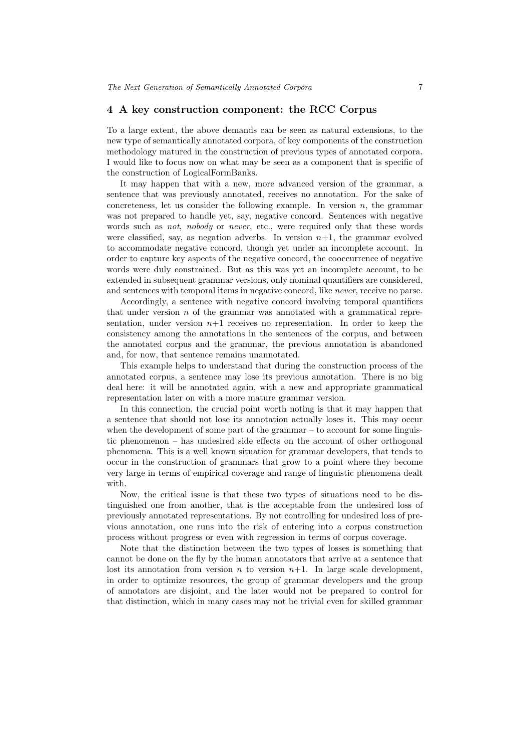## 4 A key construction component: the RCC Corpus

To a large extent, the above demands can be seen as natural extensions, to the new type of semantically annotated corpora, of key components of the construction methodology matured in the construction of previous types of annotated corpora. I would like to focus now on what may be seen as a component that is specific of the construction of LogicalFormBanks.

It may happen that with a new, more advanced version of the grammar, a sentence that was previously annotated, receives no annotation. For the sake of concreteness, let us consider the following example. In version $n$, the grammar was not prepared to handle yet, say, negative concord. Sentences with negative words such as *not*, *nobody* or *never*, etc., were required only that these words were classified, say, as negation adverbs. In version $n$+1, the grammar evolved to accommodate negative concord, though yet under an incomplete account. In order to capture key aspects of the negative concord, the cooccurrence of negative words were duly constrained. But as this was yet an incomplete account, to be extended in subsequent grammar versions, only nominal quantifiers are considered, and sentences with temporal items in negative concord, like *never*, receive no parse.

Accordingly, a sentence with negative concord involving temporal quantifiers that under version $n$ of the grammar was annotated with a grammatical representation, under version $n$+1 receives no representation. In order to keep the consistency among the annotations in the sentences of the corpus, and between the annotated corpus and the grammar, the previous annotation is abandoned and, for now, that sentence remains unannotated.

This example helps to understand that during the construction process of the annotated corpus, a sentence may lose its previous annotation. There is no big deal here: it will be annotated again, with a new and appropriate grammatical representation later on with a more mature grammar version.

In this connection, the crucial point worth noting is that it may happen that a sentence that should not lose its annotation actually loses it. This may occur when the development of some part of the grammar – to account for some linguistic phenomenon – has undesired side effects on the account of other orthogonal phenomena. This is a well known situation for grammar developers, that tends to occur in the construction of grammars that grow to a point where they become very large in terms of empirical coverage and range of linguistic phenomena dealt with.

Now, the critical issue is that these two types of situations need to be distinguished one from another, that is the acceptable from the undesired loss of previously annotated representations. By not controlling for undesired loss of previous annotation, one runs into the risk of entering into a corpus construction process without progress or even with regression in terms of corpus coverage.

Note that the distinction between the two types of losses is something that cannot be done on the fly by the human annotators that arrive at a sentence that lost its annotation from version $n$ to version $n$+1. In large scale development, in order to optimize resources, the group of grammar developers and the group of annotators are disjoint, and the later would not be prepared to control for that distinction, which in many cases may not be trivial even for skilled grammar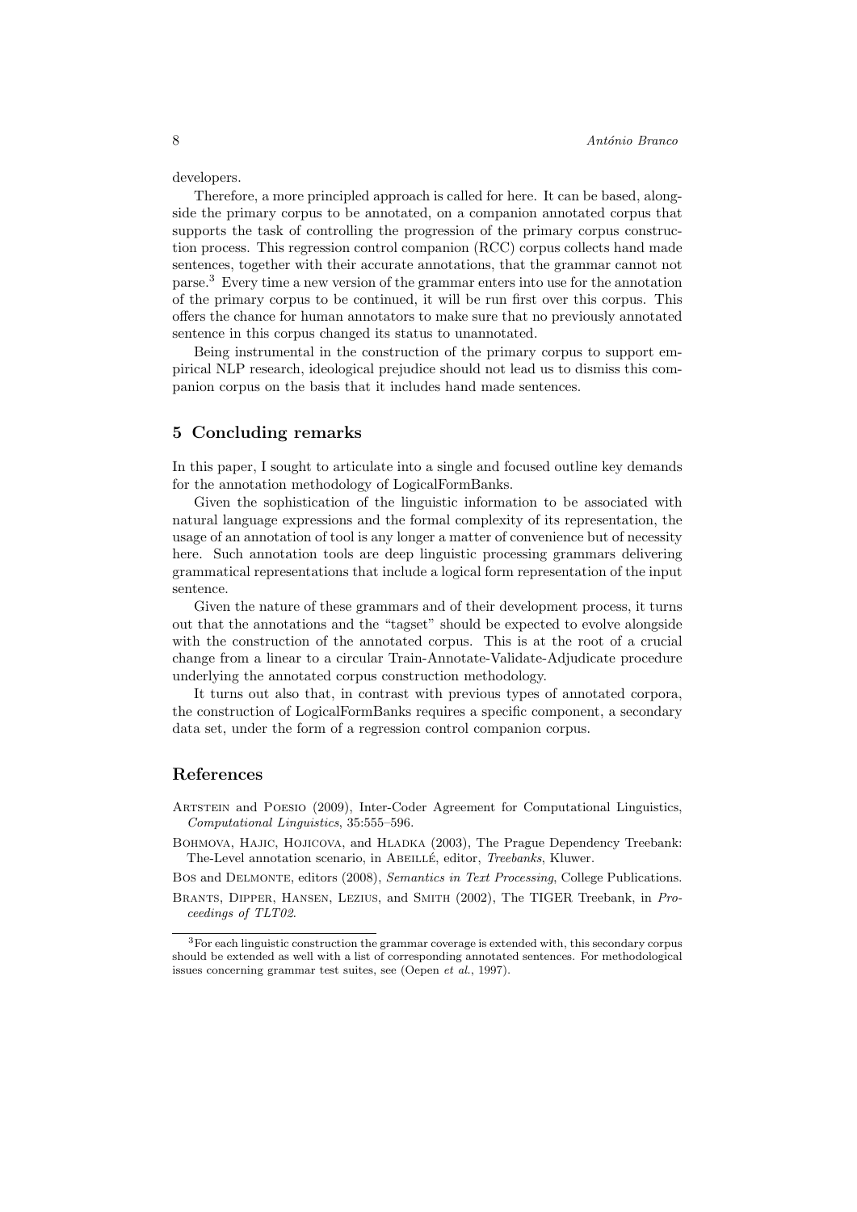developers.

Therefore, a more principled approach is called for here. It can be based, alongside the primary corpus to be annotated, on a companion annotated corpus that supports the task of controlling the progression of the primary corpus construction process. This regression control companion (RCC) corpus collects hand made sentences, together with their accurate annotations, that the grammar cannot not parse.[3] Every time a new version of the grammar enters into use for the annotation of the primary corpus to be continued, it will be run first over this corpus. This offers the chance for human annotators to make sure that no previously annotated sentence in this corpus changed its status to unannotated.

Being instrumental in the construction of the primary corpus to support empirical NLP research, ideological prejudice should not lead us to dismiss this companion corpus on the basis that it includes hand made sentences.

## 5 Concluding remarks

In this paper, I sought to articulate into a single and focused outline key demands for the annotation methodology of LogicalFormBanks.

Given the sophistication of the linguistic information to be associated with natural language expressions and the formal complexity of its representation, the usage of an annotation of tool is any longer a matter of convenience but of necessity here. Such annotation tools are deep linguistic processing grammars delivering grammatical representations that include a logical form representation of the input sentence.

Given the nature of these grammars and of their development process, it turns out that the annotations and the "tagset" should be expected to evolve alongside with the construction of the annotated corpus. This is at the root of a crucial change from a linear to a circular Train-Annotate-Validate-Adjudicate procedure underlying the annotated corpus construction methodology.

It turns out also that, in contrast with previous types of annotated corpora, the construction of LogicalFormBanks requires a specific component, a secondary data set, under the form of a regression control companion corpus.

## References

Artstein and Poesio (2009), Inter-Coder Agreement for Computational Linguistics, *Computational Linguistics*, 35:555–596.

Bohmova, Hajic, Hojicova, and Hladka (2003), The Prague Dependency Treebank: The-Level annotation scenario, in Abeillé, editor, *Treebanks*, Kluwer.

Bos and Delmonte, editors (2008), *Semantics in Text Processing*, College Publications.

Brants, Dipper, Hansen, Lezius, and Smith (2002), The TIGER Treebank, in *Proceedings of TLT02*.

[3] For each linguistic construction the grammar coverage is extended with, this secondary corpus should be extended as well with a list of corresponding annotated sentences. For methodological issues concerning grammar test suites, see (Oepen *et al.*, 1997).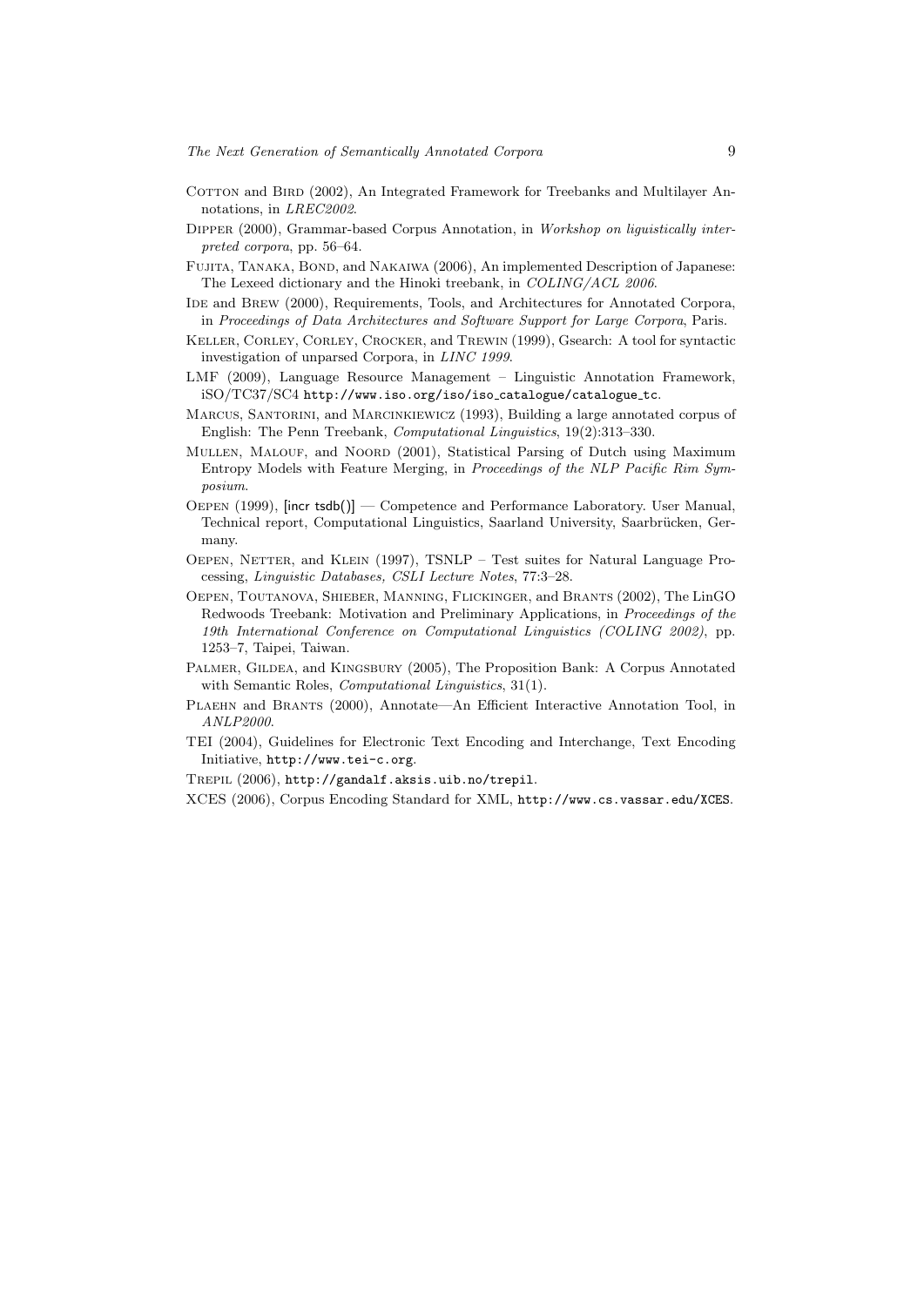Cotton and Bird (2002), An Integrated Framework for Treebanks and Multilayer Annotations, in *LREC2002*.

Dipper (2000), Grammar-based Corpus Annotation, in *Workshop on liguistically interpreted corpora*, pp. 56–64.

Fujita, Tanaka, Bond, and Nakaiwa (2006), An implemented Description of Japanese: The Lexeed dictionary and the Hinoki treebank, in *COLING/ACL 2006*.

Ide and Brew (2000), Requirements, Tools, and Architectures for Annotated Corpora, in *Proceedings of Data Architectures and Software Support for Large Corpora*, Paris.

Keller, Corley, Corley, Crocker, and Trewin (1999), Gsearch: A tool for syntactic investigation of unparsed Corpora, in *LINC 1999*.

LMF (2009), Language Resource Management – Linguistic Annotation Framework, iSO/TC37/SC4 http://www.iso.org/iso/iso_catalogue/catalogue_tc.

Marcus, Santorini, and Marcinkiewicz (1993), Building a large annotated corpus of English: The Penn Treebank, *Computational Linguistics*, 19(2):313–330.

Mullen, Malouf, and Noord (2001), Statistical Parsing of Dutch using Maximum Entropy Models with Feature Merging, in *Proceedings of the NLP Pacific Rim Symposium*.

Oepen (1999), [incr tsdb()] — Competence and Performance Laboratory. User Manual, Technical report, Computational Linguistics, Saarland University, Saarbrücken, Germany.

Oepen, Netter, and Klein (1997), TSNLP – Test suites for Natural Language Processing, *Linguistic Databases, CSLI Lecture Notes*, 77:3–28.

Oepen, Toutanova, Shieber, Manning, Flickinger, and Brants (2002), The LinGO Redwoods Treebank: Motivation and Preliminary Applications, in *Proceedings of the 19th International Conference on Computational Linguistics (COLING 2002)*, pp. 1253–7, Taipei, Taiwan.

Palmer, Gildea, and Kingsbury (2005), The Proposition Bank: A Corpus Annotated with Semantic Roles, *Computational Linguistics*, 31(1).

Plaehn and Brants (2000), Annotate—An Efficient Interactive Annotation Tool, in *ANLP2000*.

TEI (2004), Guidelines for Electronic Text Encoding and Interchange, Text Encoding Initiative, http://www.tei-c.org.

Trepil (2006), http://gandalf.aksis.uib.no/trepil.

XCES (2006), Corpus Encoding Standard for XML, http://www.cs.vassar.edu/XCES.